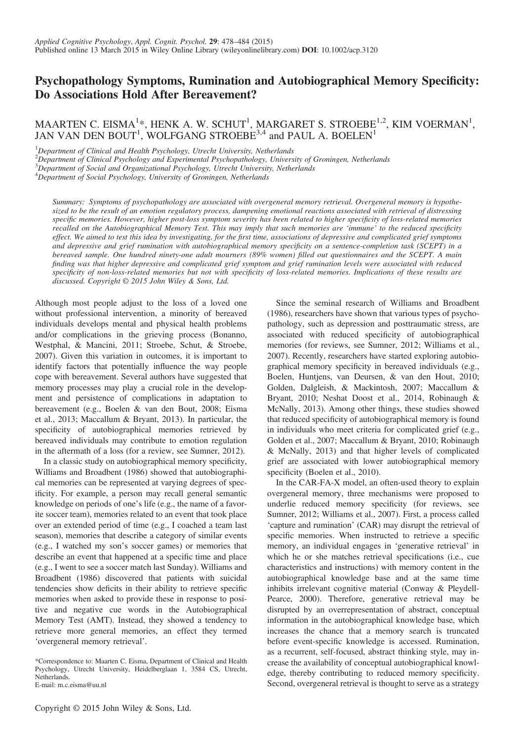# Psychopathology Symptoms, Rumination and Autobiographical Memory Specificity: Do Associations Hold After Bereavement?

MAARTEN C. EISMA[1]*, HENK A. W. SCHUT[1], MARGARET S. STROEBE[1,2], KIM VOERMAN[1], JAN VAN DEN BOUT[1], WOLFGANG STROEBE[3,4] and PAUL A. BOELEN[1]

[1]Department of Clinical and Health Psychology, Utrecht University, Netherlands
[2]Department of Clinical Psychology and Experimental Psychopathology, University of Groningen, Netherlands
[3]Department of Social and Organizational Psychology, Utrecht University, Netherlands
[4]Department of Social Psychology, University of Groningen, Netherlands

*Summary: Symptoms of psychopathology are associated with overgeneral memory retrieval. Overgeneral memory is hypothesized to be the result of an emotion regulatory process, dampening emotional reactions associated with retrieval of distressing specific memories. However, higher post-loss symptom severity has been related to higher specificity of loss-related memories recalled on the Autobiographical Memory Test. This may imply that such memories are 'immune' to the reduced specificity effect. We aimed to test this idea by investigating, for the first time, associations of depressive and complicated grief symptoms and depressive and grief rumination with autobiographical memory specificity on a sentence-completion task (SCEPT) in a bereaved sample. One hundred ninety-one adult mourners (89% women) filled out questionnaires and the SCEPT. A main finding was that higher depressive and complicated grief symptom and grief rumination levels were associated with reduced specificity of non-loss-related memories but not with specificity of loss-related memories. Implications of these results are discussed. Copyright © 2015 John Wiley & Sons, Ltd.*

Although most people adjust to the loss of a loved one without professional intervention, a minority of bereaved individuals develops mental and physical health problems and/or complications in the grieving process (Bonanno, Westphal, & Mancini, 2011; Stroebe, Schut, & Stroebe, 2007). Given this variation in outcomes, it is important to identify factors that potentially influence the way people cope with bereavement. Several authors have suggested that memory processes may play a crucial role in the development and persistence of complications in adaptation to bereavement (e.g., Boelen & van den Bout, 2008; Eisma et al., 2013; Maccallum & Bryant, 2013). In particular, the specificity of autobiographical memories retrieved by bereaved individuals may contribute to emotion regulation in the aftermath of a loss (for a review, see Sumner, 2012).

In a classic study on autobiographical memory specificity, Williams and Broadbent (1986) showed that autobiographical memories can be represented at varying degrees of specificity. For example, a person may recall general semantic knowledge on periods of one's life (e.g., the name of a favorite soccer team), memories related to an event that took place over an extended period of time (e.g., I coached a team last season), memories that describe a category of similar events (e.g., I watched my son's soccer games) or memories that describe an event that happened at a specific time and place (e.g., I went to see a soccer match last Sunday). Williams and Broadbent (1986) discovered that patients with suicidal tendencies show deficits in their ability to retrieve specific memories when asked to provide these in response to positive and negative cue words in the Autobiographical Memory Test (AMT). Instead, they showed a tendency to retrieve more general memories, an effect they termed 'overgeneral memory retrieval'.

Since the seminal research of Williams and Broadbent (1986), researchers have shown that various types of psychopathology, such as depression and posttraumatic stress, are associated with reduced specificity of autobiographical memories (for reviews, see Sumner, 2012; Williams et al., 2007). Recently, researchers have started exploring autobiographical memory specificity in bereaved individuals (e.g., Boelen, Huntjens, van Deursen, & van den Hout, 2010; Golden, Dalgleish, & Mackintosh, 2007; Maccallum & Bryant, 2010; Neshat Doost et al., 2014, Robinaugh & McNally, 2013). Among other things, these studies showed that reduced specificity of autobiographical memory is found in individuals who meet criteria for complicated grief (e.g., Golden et al., 2007; Maccallum & Bryant, 2010; Robinaugh & McNally, 2013) and that higher levels of complicated grief are associated with lower autobiographical memory specificity (Boelen et al., 2010).

In the CAR-FA-X model, an often-used theory to explain overgeneral memory, three mechanisms were proposed to underlie reduced memory specificity (for reviews, see Sumner, 2012; Williams et al., 2007). First, a process called 'capture and rumination' (CAR) may disrupt the retrieval of specific memories. When instructed to retrieve a specific memory, an individual engages in 'generative retrieval' in which he or she matches retrieval specifications (i.e., cue characteristics and instructions) with memory content in the autobiographical knowledge base and at the same time inhibits irrelevant cognitive material (Conway & Pleydell-Pearce, 2000). Therefore, generative retrieval may be disrupted by an overrepresentation of abstract, conceptual information in the autobiographical knowledge base, which increases the chance that a memory search is truncated before event-specific knowledge is accessed. Rumination, as a recurrent, self-focused, abstract thinking style, may increase the availability of conceptual autobiographical knowledge, thereby contributing to reduced memory specificity. Second, overgeneral retrieval is thought to serve as a strategy

*Correspondence to: Maarten C. Eisma, Department of Clinical and Health Psychology, Utrecht University, Heidelberglaan 1, 3584 CS, Utrecht, Netherlands.
E-mail: m.c.eisma@uu.nl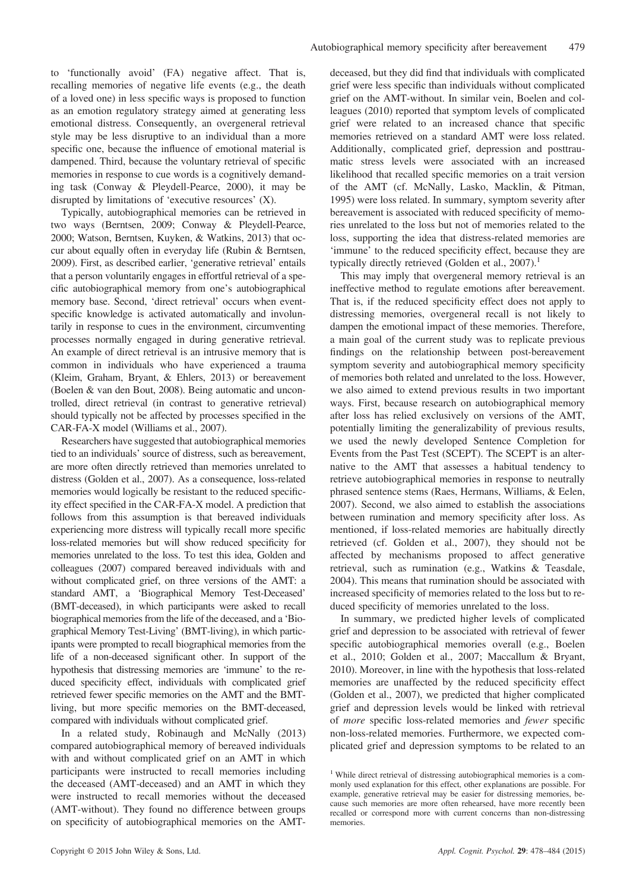to 'functionally avoid' (FA) negative affect. That is, recalling memories of negative life events (e.g., the death of a loved one) in less specific ways is proposed to function as an emotion regulatory strategy aimed at generating less emotional distress. Consequently, an overgeneral retrieval style may be less disruptive to an individual than a more specific one, because the influence of emotional material is dampened. Third, because the voluntary retrieval of specific memories in response to cue words is a cognitively demanding task (Conway & Pleydell-Pearce, 2000), it may be disrupted by limitations of 'executive resources' (X).

Typically, autobiographical memories can be retrieved in two ways (Berntsen, 2009; Conway & Pleydell-Pearce, 2000; Watson, Berntsen, Kuyken, & Watkins, 2013) that occur about equally often in everyday life (Rubin & Berntsen, 2009). First, as described earlier, 'generative retrieval' entails that a person voluntarily engages in effortful retrieval of a specific autobiographical memory from one's autobiographical memory base. Second, 'direct retrieval' occurs when event-specific knowledge is activated automatically and involuntarily in response to cues in the environment, circumventing processes normally engaged in during generative retrieval. An example of direct retrieval is an intrusive memory that is common in individuals who have experienced a trauma (Kleim, Graham, Bryant, & Ehlers, 2013) or bereavement (Boelen & van den Bout, 2008). Being automatic and uncontrolled, direct retrieval (in contrast to generative retrieval) should typically not be affected by processes specified in the CAR-FA-X model (Williams et al., 2007).

Researchers have suggested that autobiographical memories tied to an individuals' source of distress, such as bereavement, are more often directly retrieved than memories unrelated to distress (Golden et al., 2007). As a consequence, loss-related memories would logically be resistant to the reduced specificity effect specified in the CAR-FA-X model. A prediction that follows from this assumption is that bereaved individuals experiencing more distress will typically recall more specific loss-related memories but will show reduced specificity for memories unrelated to the loss. To test this idea, Golden and colleagues (2007) compared bereaved individuals with and without complicated grief, on three versions of the AMT: a standard AMT, a 'Biographical Memory Test-Deceased' (BMT-deceased), in which participants were asked to recall biographical memories from the life of the deceased, and a 'Biographical Memory Test-Living' (BMT-living), in which participants were prompted to recall biographical memories from the life of a non-deceased significant other. In support of the hypothesis that distressing memories are 'immune' to the reduced specificity effect, individuals with complicated grief retrieved fewer specific memories on the AMT and the BMT-living, but more specific memories on the BMT-deceased, compared with individuals without complicated grief.

In a related study, Robinaugh and McNally (2013) compared autobiographical memory of bereaved individuals with and without complicated grief on an AMT in which participants were instructed to recall memories including the deceased (AMT-deceased) and an AMT in which they were instructed to recall memories without the deceased (AMT-without). They found no difference between groups on specificity of autobiographical memories on the AMT-deceased, but they did find that individuals with complicated grief were less specific than individuals without complicated grief on the AMT-without. In similar vein, Boelen and colleagues (2010) reported that symptom levels of complicated grief were related to an increased chance that specific memories retrieved on a standard AMT were loss related. Additionally, complicated grief, depression and posttraumatic stress levels were associated with an increased likelihood that recalled specific memories on a trait version of the AMT (cf. McNally, Lasko, Macklin, & Pitman, 1995) were loss related. In summary, symptom severity after bereavement is associated with reduced specificity of memories unrelated to the loss but not of memories related to the loss, supporting the idea that distress-related memories are 'immune' to the reduced specificity effect, because they are typically directly retrieved (Golden et al., 2007).[1]

This may imply that overgeneral memory retrieval is an ineffective method to regulate emotions after bereavement. That is, if the reduced specificity effect does not apply to distressing memories, overgeneral recall is not likely to dampen the emotional impact of these memories. Therefore, a main goal of the current study was to replicate previous findings on the relationship between post-bereavement symptom severity and autobiographical memory specificity of memories both related and unrelated to the loss. However, we also aimed to extend previous results in two important ways. First, because research on autobiographical memory after loss has relied exclusively on versions of the AMT, potentially limiting the generalizability of previous results, we used the newly developed Sentence Completion for Events from the Past Test (SCEPT). The SCEPT is an alternative to the AMT that assesses a habitual tendency to retrieve autobiographical memories in response to neutrally phrased sentence stems (Raes, Hermans, Williams, & Eelen, 2007). Second, we also aimed to establish the associations between rumination and memory specificity after loss. As mentioned, if loss-related memories are habitually directly retrieved (cf. Golden et al., 2007), they should not be affected by mechanisms proposed to affect generative retrieval, such as rumination (e.g., Watkins & Teasdale, 2004). This means that rumination should be associated with increased specificity of memories related to the loss but to reduced specificity of memories unrelated to the loss.

In summary, we predicted higher levels of complicated grief and depression to be associated with retrieval of fewer specific autobiographical memories overall (e.g., Boelen et al., 2010; Golden et al., 2007; Maccallum & Bryant, 2010). Moreover, in line with the hypothesis that loss-related memories are unaffected by the reduced specificity effect (Golden et al., 2007), we predicted that higher complicated grief and depression levels would be linked with retrieval of *more* specific loss-related memories and *fewer* specific non-loss-related memories. Furthermore, we expected complicated grief and depression symptoms to be related to an

[1] While direct retrieval of distressing autobiographical memories is a commonly used explanation for this effect, other explanations are possible. For example, generative retrieval may be easier for distressing memories, because such memories are more often rehearsed, have more recently been recalled or correspond more with current concerns than non-distressing memories.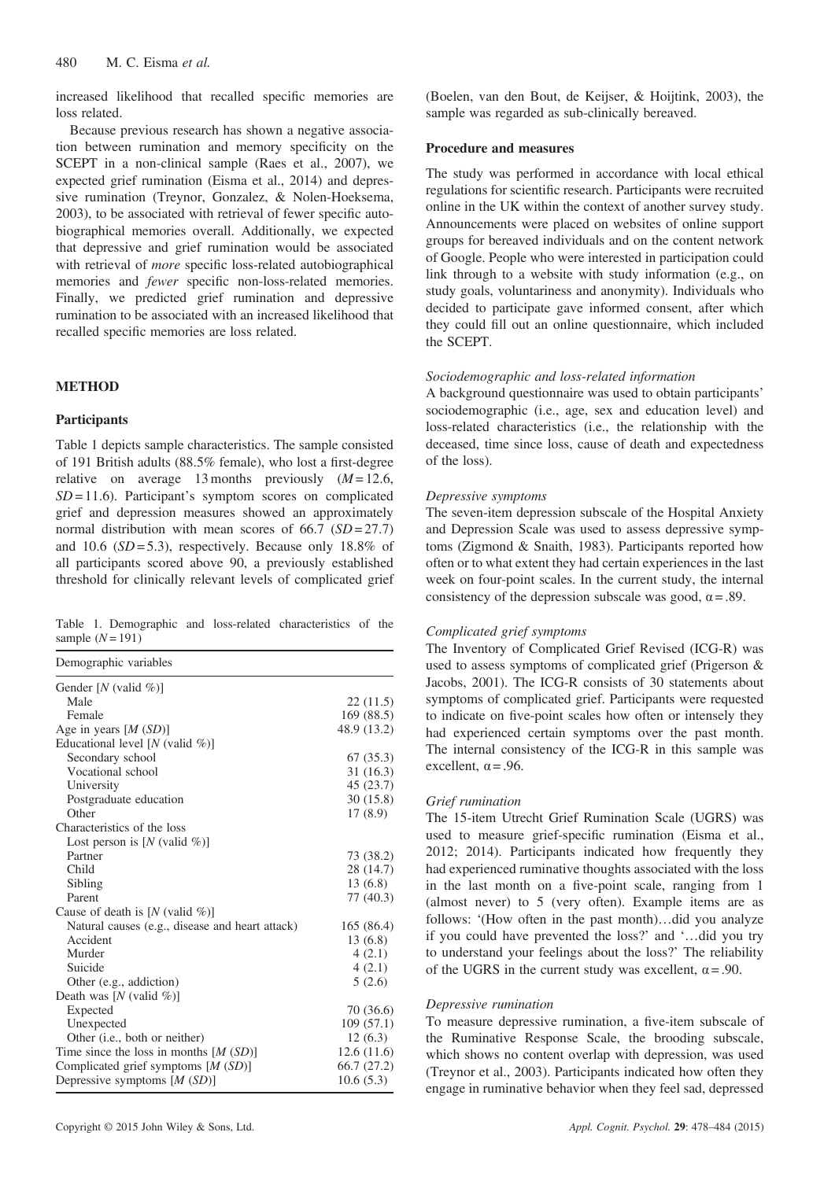increased likelihood that recalled specific memories are loss related.

Because previous research has shown a negative association between rumination and memory specificity on the SCEPT in a non-clinical sample (Raes et al., 2007), we expected grief rumination (Eisma et al., 2014) and depressive rumination (Treynor, Gonzalez, & Nolen-Hoeksema, 2003), to be associated with retrieval of fewer specific autobiographical memories overall. Additionally, we expected that depressive and grief rumination would be associated with retrieval of *more* specific loss-related autobiographical memories and *fewer* specific non-loss-related memories. Finally, we predicted grief rumination and depressive rumination to be associated with an increased likelihood that recalled specific memories are loss related.

## METHOD

### Participants

Table 1 depicts sample characteristics. The sample consisted of 191 British adults (88.5% female), who lost a first-degree relative on average 13 months previously ($M = 12.6$, $SD = 11.6$). Participant's symptom scores on complicated grief and depression measures showed an approximately normal distribution with mean scores of 66.7 ($SD = 27.7$) and 10.6 ($SD = 5.3$), respectively. Because only 18.8% of all participants scored above 90, a previously established threshold for clinically relevant levels of complicated grief (Boelen, van den Bout, de Keijser, & Hoijtink, 2003), the sample was regarded as sub-clinically bereaved.

Table 1. Demographic and loss-related characteristics of the sample ($N = 191$)

| Demographic variables | |
|---|---|
| Gender [N (valid %)] | |
| Male | 22 (11.5) |
| Female | 169 (88.5) |
| Age in years [M (SD)] | 48.9 (13.2) |
| Educational level [N (valid %)] | |
| Secondary school | 67 (35.3) |
| Vocational school | 31 (16.3) |
| University | 45 (23.7) |
| Postgraduate education | 30 (15.8) |
| Other | 17 (8.9) |
| Characteristics of the loss | |
| Lost person is [N (valid %)] | |
| Partner | 73 (38.2) |
| Child | 28 (14.7) |
| Sibling | 13 (6.8) |
| Parent | 77 (40.3) |
| Cause of death is [N (valid %)] | |
| Natural causes (e.g., disease and heart attack) | 165 (86.4) |
| Accident | 13 (6.8) |
| Murder | 4 (2.1) |
| Suicide | 4 (2.1) |
| Other (e.g., addiction) | 5 (2.6) |
| Death was [N (valid %)] | |
| Expected | 70 (36.6) |
| Unexpected | 109 (57.1) |
| Other (i.e., both or neither) | 12 (6.3) |
| Time since the loss in months [M (SD)] | 12.6 (11.6) |
| Complicated grief symptoms [M (SD)] | 66.7 (27.2) |
| Depressive symptoms [M (SD)] | 10.6 (5.3) |

### Procedure and measures

The study was performed in accordance with local ethical regulations for scientific research. Participants were recruited online in the UK within the context of another survey study. Announcements were placed on websites of online support groups for bereaved individuals and on the content network of Google. People who were interested in participation could link through to a website with study information (e.g., on study goals, voluntariness and anonymity). Individuals who decided to participate gave informed consent, after which they could fill out an online questionnaire, which included the SCEPT.

#### *Sociodemographic and loss-related information*

A background questionnaire was used to obtain participants' sociodemographic (i.e., age, sex and education level) and loss-related characteristics (i.e., the relationship with the deceased, time since loss, cause of death and expectedness of the loss).

#### *Depressive symptoms*

The seven-item depression subscale of the Hospital Anxiety and Depression Scale was used to assess depressive symptoms (Zigmond & Snaith, 1983). Participants reported how often or to what extent they had certain experiences in the last week on four-point scales. In the current study, the internal consistency of the depression subscale was good, $\alpha = .89$.

#### *Complicated grief symptoms*

The Inventory of Complicated Grief Revised (ICG-R) was used to assess symptoms of complicated grief (Prigerson & Jacobs, 2001). The ICG-R consists of 30 statements about symptoms of complicated grief. Participants were requested to indicate on five-point scales how often or intensely they had experienced certain symptoms over the past month. The internal consistency of the ICG-R in this sample was excellent, $\alpha = .96$.

#### *Grief rumination*

The 15-item Utrecht Grief Rumination Scale (UGRS) was used to measure grief-specific rumination (Eisma et al., 2012; 2014). Participants indicated how frequently they had experienced ruminative thoughts associated with the loss in the last month on a five-point scale, ranging from 1 (almost never) to 5 (very often). Example items are as follows: '(How often in the past month)…did you analyze if you could have prevented the loss?' and '…did you try to understand your feelings about the loss?' The reliability of the UGRS in the current study was excellent, $\alpha = .90$.

#### *Depressive rumination*

To measure depressive rumination, a five-item subscale of the Ruminative Response Scale, the brooding subscale, which shows no content overlap with depression, was used (Treynor et al., 2003). Participants indicated how often they engage in ruminative behavior when they feel sad, depressed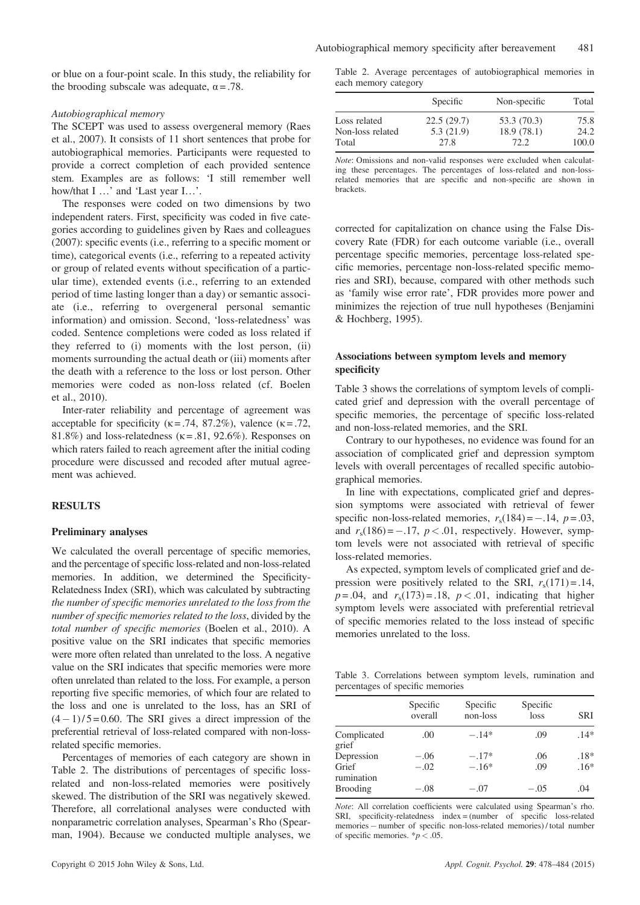or blue on a four-point scale. In this study, the reliability for the brooding subscale was adequate, $\alpha = .78$.

### Autobiographical memory

The SCEPT was used to assess overgeneral memory (Raes et al., 2007). It consists of 11 short sentences that probe for autobiographical memories. Participants were requested to provide a correct completion of each provided sentence stem. Examples are as follows: 'I still remember well how/that I …' and 'Last year I…'.

The responses were coded on two dimensions by two independent raters. First, specificity was coded in five categories according to guidelines given by Raes and colleagues (2007): specific events (i.e., referring to a specific moment or time), categorical events (i.e., referring to a repeated activity or group of related events without specification of a particular time), extended events (i.e., referring to an extended period of time lasting longer than a day) or semantic associate (i.e., referring to overgeneral personal semantic information) and omission. Second, 'loss-relatedness' was coded. Sentence completions were coded as loss related if they referred to (i) moments with the lost person, (ii) moments surrounding the actual death or (iii) moments after the death with a reference to the loss or lost person. Other memories were coded as non-loss related (cf. Boelen et al., 2010).

Inter-rater reliability and percentage of agreement was acceptable for specificity ($\kappa = .74$, 87.2%), valence ($\kappa = .72$, 81.8%) and loss-relatedness ($\kappa = .81$, 92.6%). Responses on which raters failed to reach agreement after the initial coding procedure were discussed and recoded after mutual agreement was achieved.

## RESULTS

### Preliminary analyses

We calculated the overall percentage of specific memories, and the percentage of specific loss-related and non-loss-related memories. In addition, we determined the Specificity-Relatedness Index (SRI), which was calculated by subtracting *the number of specific memories unrelated to the loss from the number of specific memories related to the loss*, divided by the *total number of specific memories* (Boelen et al., 2010). A positive value on the SRI indicates that specific memories were more often related than unrelated to the loss. A negative value on the SRI indicates that specific memories were more often unrelated than related to the loss. For example, a person reporting five specific memories, of which four are related to the loss and one is unrelated to the loss, has an SRI of $(4 - 1)/5 = 0.60$. The SRI gives a direct impression of the preferential retrieval of loss-related compared with non-loss-related specific memories.

Percentages of memories of each category are shown in Table 2. The distributions of percentages of specific loss-related and non-loss-related memories were positively skewed. The distribution of the SRI was negatively skewed. Therefore, all correlational analyses were conducted with nonparametric correlation analyses, Spearman's Rho (Spearman, 1904). Because we conducted multiple analyses, we corrected for capitalization on chance using the False Discovery Rate (FDR) for each outcome variable (i.e., overall percentage specific memories, percentage loss-related specific memories, percentage non-loss-related specific memories and SRI), because, compared with other methods such as 'family wise error rate', FDR provides more power and minimizes the rejection of true null hypotheses (Benjamini & Hochberg, 1995).

Table 2. Average percentages of autobiographical memories in each memory category

| | Specific | Non-specific | Total |
|---|---|---|---|
| Loss related | 22.5 (29.7) | 53.3 (70.3) | 75.8 |
| Non-loss related | 5.3 (21.9) | 18.9 (78.1) | 24.2 |
| Total | 27.8 | 72.2 | 100.0 |

*Note*: Omissions and non-valid responses were excluded when calculating these percentages. The percentages of loss-related and non-loss-related memories that are specific and non-specific are shown in brackets.

### Associations between symptom levels and memory specificity

Table 3 shows the correlations of symptom levels of complicated grief and depression with the overall percentage of specific memories, the percentage of specific loss-related and non-loss-related memories, and the SRI.

Contrary to our hypotheses, no evidence was found for an association of complicated grief and depression symptom levels with overall percentages of recalled specific autobiographical memories.

In line with expectations, complicated grief and depression symptoms were associated with retrieval of fewer specific non-loss-related memories, $r_s(184) = -.14$, $p = .03$, and $r_s(186) = -.17$, $p < .01$, respectively. However, symptom levels were not associated with retrieval of specific loss-related memories.

As expected, symptom levels of complicated grief and depression were positively related to the SRI, $r_s(171) = .14$, $p = .04$, and $r_s(173) = .18$, $p < .01$, indicating that higher symptom levels were associated with preferential retrieval of specific memories related to the loss instead of specific memories unrelated to the loss.

Table 3. Correlations between symptom levels, rumination and percentages of specific memories

| | Specific overall | Specific non-loss | Specific loss | SRI |
|---|---|---|---|---|
| Complicated grief | .00 | −.14* | .09 | .14* |
| Depression | −.06 | −.17* | .06 | .18* |
| Grief rumination | −.02 | −.16* | .09 | .16* |
| Brooding | −.08 | −.07 | −.05 | .04 |

*Note*: All correlation coefficients were calculated using Spearman's rho. SRI, specificity-relatedness index = (number of specific loss-related memories − number of specific non-loss-related memories) / total number of specific memories. *$p < .05$.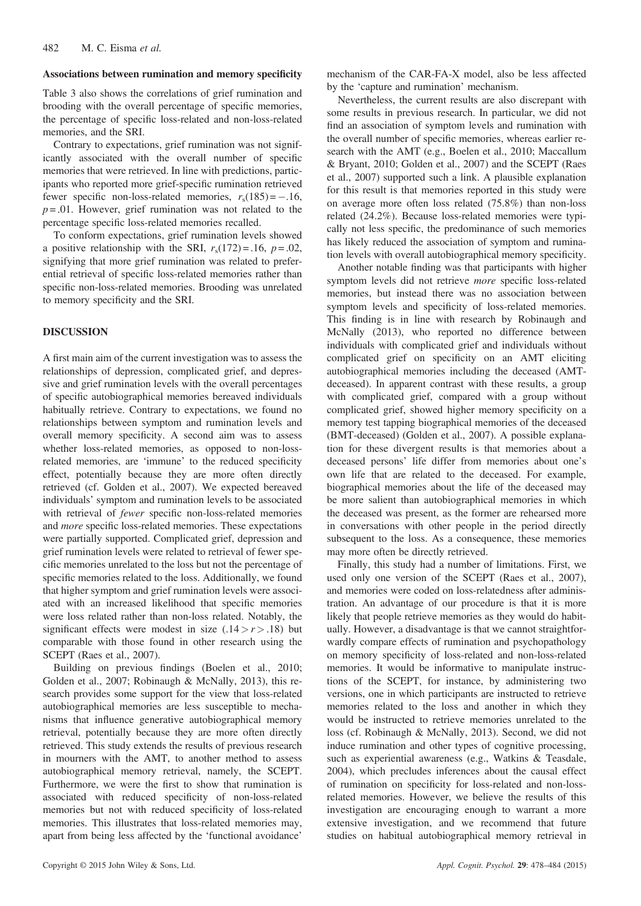### Associations between rumination and memory specificity

Table 3 also shows the correlations of grief rumination and brooding with the overall percentage of specific memories, the percentage of specific loss-related and non-loss-related memories, and the SRI.

Contrary to expectations, grief rumination was not significantly associated with the overall number of specific memories that were retrieved. In line with predictions, participants who reported more grief-specific rumination retrieved fewer specific non-loss-related memories, $r_s(185) = -.16$, $p = .01$. However, grief rumination was not related to the percentage specific loss-related memories recalled.

To conform expectations, grief rumination levels showed a positive relationship with the SRI, $r_s(172) = .16$, $p = .02$, signifying that more grief rumination was related to preferential retrieval of specific loss-related memories rather than specific non-loss-related memories. Brooding was unrelated to memory specificity and the SRI.

## DISCUSSION

A first main aim of the current investigation was to assess the relationships of depression, complicated grief, and depressive and grief rumination levels with the overall percentages of specific autobiographical memories bereaved individuals habitually retrieve. Contrary to expectations, we found no relationships between symptom and rumination levels and overall memory specificity. A second aim was to assess whether loss-related memories, as opposed to non-loss-related memories, are 'immune' to the reduced specificity effect, potentially because they are more often directly retrieved (cf. Golden et al., 2007). We expected bereaved individuals' symptom and rumination levels to be associated with retrieval of *fewer* specific non-loss-related memories and *more* specific loss-related memories. These expectations were partially supported. Complicated grief, depression and grief rumination levels were related to retrieval of fewer specific memories unrelated to the loss but not the percentage of specific memories related to the loss. Additionally, we found that higher symptom and grief rumination levels were associated with an increased likelihood that specific memories were loss related rather than non-loss related. Notably, the significant effects were modest in size ($.14 > r > .18$) but comparable with those found in other research using the SCEPT (Raes et al., 2007).

Building on previous findings (Boelen et al., 2010; Golden et al., 2007; Robinaugh & McNally, 2013), this research provides some support for the view that loss-related autobiographical memories are less susceptible to mechanisms that influence generative autobiographical memory retrieval, potentially because they are more often directly retrieved. This study extends the results of previous research in mourners with the AMT, to another method to assess autobiographical memory retrieval, namely, the SCEPT. Furthermore, we were the first to show that rumination is associated with reduced specificity of non-loss-related memories but not with reduced specificity of loss-related memories. This illustrates that loss-related memories may, apart from being less affected by the 'functional avoidance' mechanism of the CAR-FA-X model, also be less affected by the 'capture and rumination' mechanism.

Nevertheless, the current results are also discrepant with some results in previous research. In particular, we did not find an association of symptom levels and rumination with the overall number of specific memories, whereas earlier research with the AMT (e.g., Boelen et al., 2010; Maccallum & Bryant, 2010; Golden et al., 2007) and the SCEPT (Raes et al., 2007) supported such a link. A plausible explanation for this result is that memories reported in this study were on average more often loss related (75.8%) than non-loss related (24.2%). Because loss-related memories were typically not less specific, the predominance of such memories has likely reduced the association of symptom and rumination levels with overall autobiographical memory specificity.

Another notable finding was that participants with higher symptom levels did not retrieve *more* specific loss-related memories, but instead there was no association between symptom levels and specificity of loss-related memories. This finding is in line with research by Robinaugh and McNally (2013), who reported no difference between individuals with complicated grief and individuals without complicated grief on specificity on an AMT eliciting autobiographical memories including the deceased (AMT-deceased). In apparent contrast with these results, a group with complicated grief, compared with a group without complicated grief, showed higher memory specificity on a memory test tapping biographical memories of the deceased (BMT-deceased) (Golden et al., 2007). A possible explanation for these divergent results is that memories about a deceased persons' life differ from memories about one's own life that are related to the deceased. For example, biographical memories about the life of the deceased may be more salient than autobiographical memories in which the deceased was present, as the former are rehearsed more in conversations with other people in the period directly subsequent to the loss. As a consequence, these memories may more often be directly retrieved.

Finally, this study had a number of limitations. First, we used only one version of the SCEPT (Raes et al., 2007), and memories were coded on loss-relatedness after administration. An advantage of our procedure is that it is more likely that people retrieve memories as they would do habitually. However, a disadvantage is that we cannot straightforwardly compare effects of rumination and psychopathology on memory specificity of loss-related and non-loss-related memories. It would be informative to manipulate instructions of the SCEPT, for instance, by administering two versions, one in which participants are instructed to retrieve memories related to the loss and another in which they would be instructed to retrieve memories unrelated to the loss (cf. Robinaugh & McNally, 2013). Second, we did not induce rumination and other types of cognitive processing, such as experiential awareness (e.g., Watkins & Teasdale, 2004), which precludes inferences about the causal effect of rumination on specificity for loss-related and non-loss-related memories. However, we believe the results of this investigation are encouraging enough to warrant a more extensive investigation, and we recommend that future studies on habitual autobiographical memory retrieval in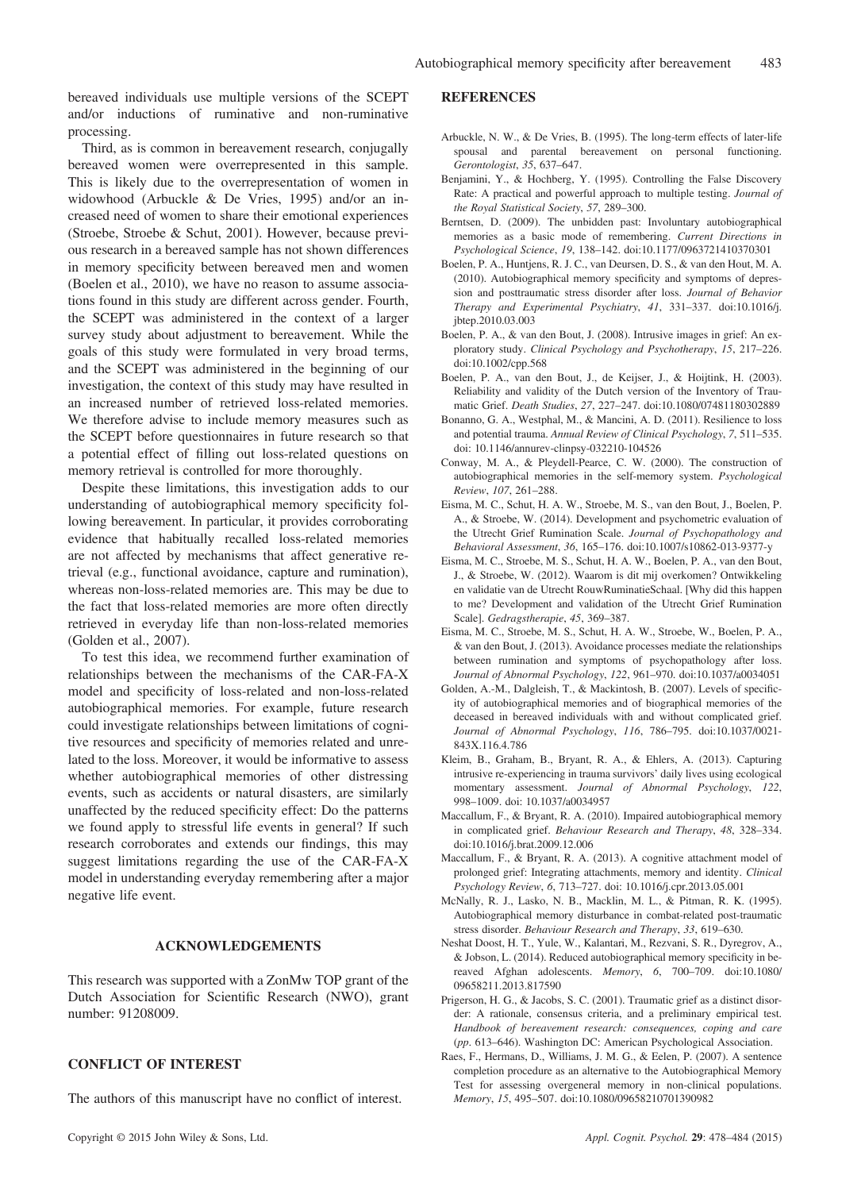bereaved individuals use multiple versions of the SCEPT and/or inductions of ruminative and non-ruminative processing.

Third, as is common in bereavement research, conjugally bereaved women were overrepresented in this sample. This is likely due to the overrepresentation of women in widowhood (Arbuckle & De Vries, 1995) and/or an increased need of women to share their emotional experiences (Stroebe, Stroebe & Schut, 2001). However, because previous research in a bereaved sample has not shown differences in memory specificity between bereaved men and women (Boelen et al., 2010), we have no reason to assume associations found in this study are different across gender. Fourth, the SCEPT was administered in the context of a larger survey study about adjustment to bereavement. While the goals of this study were formulated in very broad terms, and the SCEPT was administered in the beginning of our investigation, the context of this study may have resulted in an increased number of retrieved loss-related memories. We therefore advise to include memory measures such as the SCEPT before questionnaires in future research so that a potential effect of filling out loss-related questions on memory retrieval is controlled for more thoroughly.

Despite these limitations, this investigation adds to our understanding of autobiographical memory specificity following bereavement. In particular, it provides corroborating evidence that habitually recalled loss-related memories are not affected by mechanisms that affect generative retrieval (e.g., functional avoidance, capture and rumination), whereas non-loss-related memories are. This may be due to the fact that loss-related memories are more often directly retrieved in everyday life than non-loss-related memories (Golden et al., 2007).

To test this idea, we recommend further examination of relationships between the mechanisms of the CAR-FA-X model and specificity of loss-related and non-loss-related autobiographical memories. For example, future research could investigate relationships between limitations of cognitive resources and specificity of memories related and unrelated to the loss. Moreover, it would be informative to assess whether autobiographical memories of other distressing events, such as accidents or natural disasters, are similarly unaffected by the reduced specificity effect: Do the patterns we found apply to stressful life events in general? If such research corroborates and extends our findings, this may suggest limitations regarding the use of the CAR-FA-X model in understanding everyday remembering after a major negative life event.

## ACKNOWLEDGEMENTS

This research was supported with a ZonMw TOP grant of the Dutch Association for Scientific Research (NWO), grant number: 91208009.

## CONFLICT OF INTEREST

The authors of this manuscript have no conflict of interest.

## REFERENCES

Arbuckle, N. W., & De Vries, B. (1995). The long-term effects of later-life spousal and parental bereavement on personal functioning. *Gerontologist*, *35*, 637–647.

Benjamini, Y., & Hochberg, Y. (1995). Controlling the False Discovery Rate: A practical and powerful approach to multiple testing. *Journal of the Royal Statistical Society*, *57*, 289–300.

Berntsen, D. (2009). The unbidden past: Involuntary autobiographical memories as a basic mode of remembering. *Current Directions in Psychological Science*, *19*, 138–142. doi:10.1177/0963721410370301

Boelen, P. A., Huntjens, R. J. C., van Deursen, D. S., & van den Hout, M. A. (2010). Autobiographical memory specificity and symptoms of depression and posttraumatic stress disorder after loss. *Journal of Behavior Therapy and Experimental Psychiatry*, *41*, 331–337. doi:10.1016/j.jbtep.2010.03.003

Boelen, P. A., & van den Bout, J. (2008). Intrusive images in grief: An exploratory study. *Clinical Psychology and Psychotherapy*, *15*, 217–226. doi:10.1002/cpp.568

Boelen, P. A., van den Bout, J., de Keijser, J., & Hoijtink, H. (2003). Reliability and validity of the Dutch version of the Inventory of Traumatic Grief. *Death Studies*, *27*, 227–247. doi:10.1080/07481180302889

Bonanno, G. A., Westphal, M., & Mancini, A. D. (2011). Resilience to loss and potential trauma. *Annual Review of Clinical Psychology*, *7*, 511–535. doi: 10.1146/annurev-clinpsy-032210-104526

Conway, M. A., & Pleydell-Pearce, C. W. (2000). The construction of autobiographical memories in the self-memory system. *Psychological Review*, *107*, 261–288.

Eisma, M. C., Schut, H. A. W., Stroebe, M. S., van den Bout, J., Boelen, P. A., & Stroebe, W. (2014). Development and psychometric evaluation of the Utrecht Grief Rumination Scale. *Journal of Psychopathology and Behavioral Assessment*, *36*, 165–176. doi:10.1007/s10862-013-9377-y

Eisma, M. C., Stroebe, M. S., Schut, H. A. W., Boelen, P. A., van den Bout, J., & Stroebe, W. (2012). Waarom is dit mij overkomen? Ontwikkeling en validatie van de Utrecht RouwRuminatieSchaal. [Why did this happen to me? Development and validation of the Utrecht Grief Rumination Scale]. *Gedragstherapie*, *45*, 369–387.

Eisma, M. C., Stroebe, M. S., Schut, H. A. W., Stroebe, W., Boelen, P. A., & van den Bout, J. (2013). Avoidance processes mediate the relationships between rumination and symptoms of psychopathology after loss. *Journal of Abnormal Psychology*, *122*, 961–970. doi:10.1037/a0034051

Golden, A.-M., Dalgleish, T., & Mackintosh, B. (2007). Levels of specificity of autobiographical memories and of biographical memories of the deceased in bereaved individuals with and without complicated grief. *Journal of Abnormal Psychology*, *116*, 786–795. doi:10.1037/0021-843X.116.4.786

Kleim, B., Graham, B., Bryant, R. A., & Ehlers, A. (2013). Capturing intrusive re-experiencing in trauma survivors' daily lives using ecological momentary assessment. *Journal of Abnormal Psychology*, *122*, 998–1009. doi: 10.1037/a0034957

Maccallum, F., & Bryant, R. A. (2010). Impaired autobiographical memory in complicated grief. *Behaviour Research and Therapy*, *48*, 328–334. doi:10.1016/j.brat.2009.12.006

Maccallum, F., & Bryant, R. A. (2013). A cognitive attachment model of prolonged grief: Integrating attachments, memory and identity. *Clinical Psychology Review*, *6*, 713–727. doi: 10.1016/j.cpr.2013.05.001

McNally, R. J., Lasko, N. B., Macklin, M. L., & Pitman, R. K. (1995). Autobiographical memory disturbance in combat-related post-traumatic stress disorder. *Behaviour Research and Therapy*, *33*, 619–630.

Neshat Doost, H. T., Yule, W., Kalantari, M., Rezvani, S. R., Dyregrov, A., & Jobson, L. (2014). Reduced autobiographical memory specificity in bereaved Afghan adolescents. *Memory*, *6*, 700–709. doi:10.1080/09658211.2013.817590

Prigerson, H. G., & Jacobs, S. C. (2001). Traumatic grief as a distinct disorder: A rationale, consensus criteria, and a preliminary empirical test. *Handbook of bereavement research: consequences, coping and care* (*pp*. 613–646). Washington DC: American Psychological Association.

Raes, F., Hermans, D., Williams, J. M. G., & Eelen, P. (2007). A sentence completion procedure as an alternative to the Autobiographical Memory Test for assessing overgeneral memory in non-clinical populations. *Memory*, *15*, 495–507. doi:10.1080/09658210701390982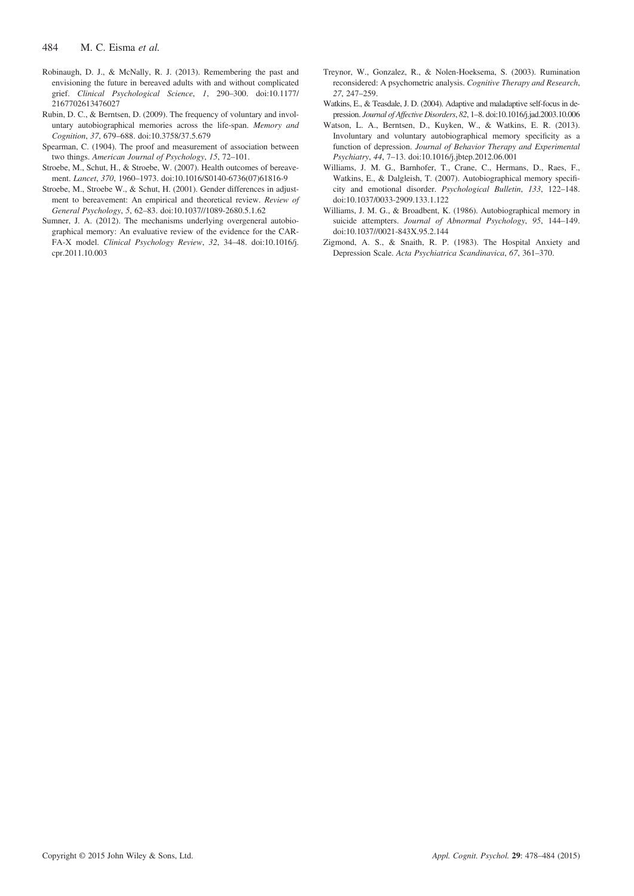Robinaugh, D. J., & McNally, R. J. (2013). Remembering the past and envisioning the future in bereaved adults with and without complicated grief. *Clinical Psychological Science*, *1*, 290–300. doi:10.1177/2167702613476027

Rubin, D. C., & Berntsen, D. (2009). The frequency of voluntary and involuntary autobiographical memories across the life-span. *Memory and Cognition*, *37*, 679–688. doi:10.3758/37.5.679

Spearman, C. (1904). The proof and measurement of association between two things. *American Journal of Psychology*, *15*, 72–101.

Stroebe, M., Schut, H., & Stroebe, W. (2007). Health outcomes of bereavement. *Lancet*, *370*, 1960–1973. doi:10.1016/S0140-6736(07)61816-9

Stroebe, M., Stroebe W., & Schut, H. (2001). Gender differences in adjustment to bereavement: An empirical and theoretical review. *Review of General Psychology*, *5*, 62–83. doi:10.1037//1089-2680.5.1.62

Sumner, J. A. (2012). The mechanisms underlying overgeneral autobiographical memory: An evaluative review of the evidence for the CAR-FA-X model. *Clinical Psychology Review*, *32*, 34–48. doi:10.1016/j.cpr.2011.10.003

Treynor, W., Gonzalez, R., & Nolen-Hoeksema, S. (2003). Rumination reconsidered: A psychometric analysis. *Cognitive Therapy and Research*, *27*, 247–259.

Watkins, E., & Teasdale, J. D. (2004). Adaptive and maladaptive self-focus in depression. *Journal of Affective Disorders*, *82*, 1–8. doi:10.1016/j.jad.2003.10.006

Watson, L. A., Berntsen, D., Kuyken, W., & Watkins, E. R. (2013). Involuntary and voluntary autobiographical memory specificity as a function of depression. *Journal of Behavior Therapy and Experimental Psychiatry*, *44*, 7–13. doi:10.1016/j.jbtep.2012.06.001

Williams, J. M. G., Barnhofer, T., Crane, C., Hermans, D., Raes, F., Watkins, E., & Dalgleish, T. (2007). Autobiographical memory specificity and emotional disorder. *Psychological Bulletin*, *133*, 122–148. doi:10.1037/0033-2909.133.1.122

Williams, J. M. G., & Broadbent, K. (1986). Autobiographical memory in suicide attempters. *Journal of Abnormal Psychology*, *95*, 144–149. doi:10.1037//0021-843X.95.2.144

Zigmond, A. S., & Snaith, R. P. (1983). The Hospital Anxiety and Depression Scale. *Acta Psychiatrica Scandinavica*, *67*, 361–370.